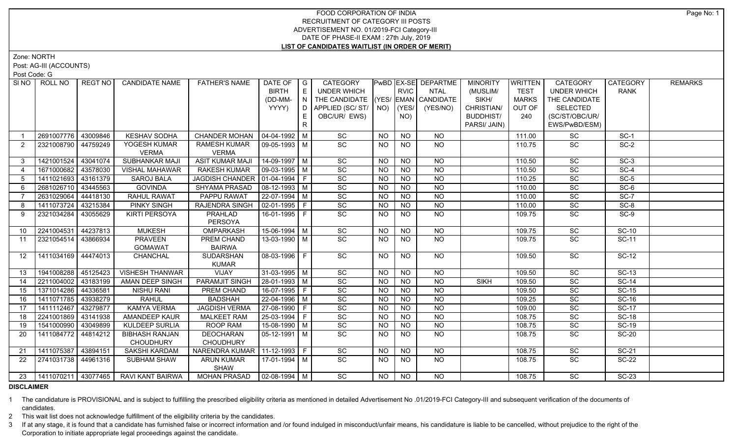# FOOD CORPORATION OF INDIA
## RECRUITMENT OF CATEGORY III POSTS
## ADVERTISEMENT NO. 01/2019-FCI Category-III
## DATE OF PHASE-II EXAM : 27th July, 2019
## LIST OF CANDIDATES WAITLIST (IN ORDER OF MERIT)

Zone: NORTH

Post: AG-III (ACCOUNTS)

Post Code: G

| Sl NO | ROLL NO | REGT NO | CANDIDATE NAME | FATHER'S NAME | DATE OF BIRTH (DD-MM-YYYY) | GENDER | CATEGORY UNDER WHICH THE CANDIDATE APPLIED (SC/ ST/ OBC/UR/ EWS) | PwBD (YES/ NO) | EX-SERVICEMAN (YES/ NO) | DEPARTMENTAL CANDIDATE (YES/NO) | MINORITY (MUSLIM/ SIKH/ CHRISTIAN/ BUDDHIST/ PARSI/ JAIN) | WRITTEN TEST MARKS OUT OF 240 | CATEGORY UNDER WHICH THE CANDIDATE SELECTED (SC/ST/OBC/UR/ EWS/PwBD/ESM) | CATEGORY RANK | REMARKS |
|---|---|---|---|---|---|---|---|---|---|---|---|---|---|---|---|
| 1 | 2691007776 | 43009846 | KESHAV SODHA | CHANDER MOHAN | 04-04-1992 | M | SC | NO | NO | NO | | 111.00 | SC | SC-1 | |
| 2 | 2321008790 | 44759249 | YOGESH KUMAR VERMA | RAMESH KUMAR VERMA | 09-05-1993 | M | SC | NO | NO | NO | | 110.75 | SC | SC-2 | |
| 3 | 1421001524 | 43041074 | SUBHANKAR MAJI | ASIT KUMAR MAJI | 14-09-1997 | M | SC | NO | NO | NO | | 110.50 | SC | SC-3 | |
| 4 | 1671000682 | 43578030 | VISHAL MAHAWAR | RAKESH KUMAR | 09-03-1995 | M | SC | NO | NO | NO | | 110.50 | SC | SC-4 | |
| 5 | 1411021693 | 43161379 | SAROJ BALA | JAGDISH CHANDER | 01-04-1994 | F | SC | NO | NO | NO | | 110.25 | SC | SC-5 | |
| 6 | 2681026710 | 43445563 | GOVINDA | SHYAMA PRASAD | 08-12-1993 | M | SC | NO | NO | NO | | 110.00 | SC | SC-6 | |
| 7 | 2631029064 | 44418130 | RAHUL RAWAT | PAPPU RAWAT | 22-07-1994 | M | SC | NO | NO | NO | | 110.00 | SC | SC-7 | |
| 8 | 1411073724 | 43215384 | PINKY SINGH | RAJENDRA SINGH | 02-01-1995 | F | SC | NO | NO | NO | | 110.00 | SC | SC-8 | |
| 9 | 2321034284 | 43055629 | KIRTI PERSOYA | PRAHLAD PERSOYA | 16-01-1995 | F | SC | NO | NO | NO | | 109.75 | SC | SC-9 | |
| 10 | 2241004531 | 44237813 | MUKESH | OMPARKASH | 15-06-1994 | M | SC | NO | NO | NO | | 109.75 | SC | SC-10 | |
| 11 | 2321054514 | 43866934 | PRAVEEN GOMAWAT | PREM CHAND BAIRWA | 13-03-1990 | M | SC | NO | NO | NO | | 109.75 | SC | SC-11 | |
| 12 | 1411034169 | 44474013 | CHANCHAL | SUDARSHAN KUMAR | 08-03-1996 | F | SC | NO | NO | NO | | 109.50 | SC | SC-12 | |
| 13 | 1941008288 | 45125423 | VISHESH THANWAR | VIJAY | 31-03-1995 | M | SC | NO | NO | NO | | 109.50 | SC | SC-13 | |
| 14 | 2211004002 | 43183199 | AMAN DEEP SINGH | PARAMJIT SINGH | 28-01-1993 | M | SC | NO | NO | NO | SIKH | 109.50 | SC | SC-14 | |
| 15 | 1371014286 | 44336581 | NISHU RANI | PREM CHAND | 16-07-1995 | F | SC | NO | NO | NO | | 109.50 | SC | SC-15 | |
| 16 | 1411071785 | 43938279 | RAHUL | BADSHAH | 22-04-1996 | M | SC | NO | NO | NO | | 109.25 | SC | SC-16 | |
| 17 | 1411112467 | 43279877 | KAMYA VERMA | JAGDISH VERMA | 27-08-1990 | F | SC | NO | NO | NO | | 109.00 | SC | SC-17 | |
| 18 | 2241001869 | 43141938 | AMANDEEP KAUR | MALKEET RAM | 25-03-1994 | F | SC | NO | NO | NO | | 108.75 | SC | SC-18 | |
| 19 | 1541000990 | 43049899 | KULDEEP SURLIA | ROOP RAM | 15-08-1990 | M | SC | NO | NO | NO | | 108.75 | SC | SC-19 | |
| 20 | 1411084772 | 44814212 | BIBHASH RANJAN CHOUDHURY | DEOCHARAN CHOUDHURY | 05-12-1991 | M | SC | NO | NO | NO | | 108.75 | SC | SC-20 | |
| 21 | 1411075387 | 43894151 | SAKSHI KARDAM | NARENDRA KUMAR | 11-12-1993 | F | SC | NO | NO | NO | | 108.75 | SC | SC-21 | |
| 22 | 2741031738 | 44961316 | SUBHAM SHAW | ARUN KUMAR SHAW | 17-01-1994 | M | SC | NO | NO | NO | | 108.75 | SC | SC-22 | |
| 23 | 1411070211 | 43077465 | RAVI KANT BAIRWA | MOHAN PRASAD | 02-08-1994 | M | SC | NO | NO | NO | | 108.75 | SC | SC-23 | |

**DISCLAIMER**

1 The candidature is PROVISIONAL and is subject to fulfilling the prescribed eligibility criteria as mentioned in detailed Advertisement No .01/2019-FCI Category-III and subsequent verification of the documents of candidates.

2 This wait list does not acknowledge fulfillment of the eligibility criteria by the candidates.

3 If at any stage, it is found that a candidate has furnished false or incorrect information and /or found indulged in misconduct/unfair means, his candidature is liable to be cancelled, without prejudice to the right of the Corporation to initiate appropriate legal proceedings against the candidate.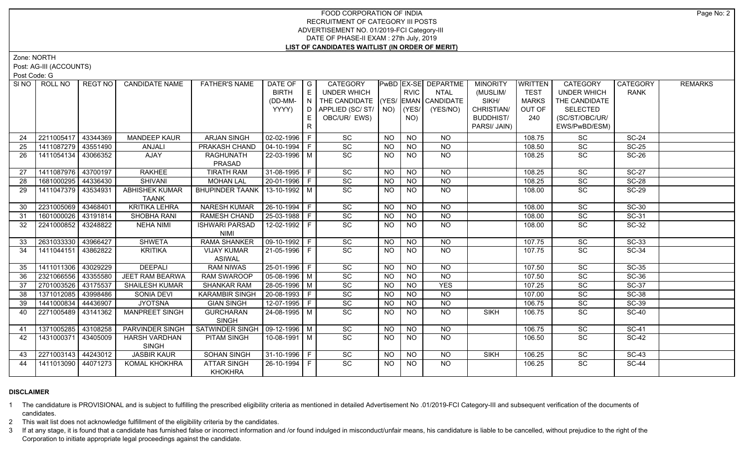# FOOD CORPORATION OF INDIA
## RECRUITMENT OF CATEGORY III POSTS
ADVERTISEMENT NO. 01/2019-FCI Category-III
DATE OF PHASE-II EXAM : 27th July, 2019
**LIST OF CANDIDATES WAITLIST (IN ORDER OF MERIT)**

Zone: NORTH
Post: AG-III (ACCOUNTS)
Post Code: G

| SI NO | ROLL NO | REGT NO | CANDIDATE NAME | FATHER'S NAME | DATE OF BIRTH (DD-MM-YYYY) | GENDER | CATEGORY UNDER WHICH THE CANDIDATE APPLIED (SC/ ST/ OBC/UR/ EWS) | PwBD (YES/ NO) | EX-SERVICEMAN (YES/ NO) | DEPARTMENTAL CANDIDATE (YES/NO) | MINORITY (MUSLIM/ SIKH/ CHRISTIAN/ BUDDHIST/ PARSI/ JAIN) | WRITTEN TEST MARKS OUT OF 240 | CATEGORY UNDER WHICH THE CANDIDATE SELECTED (SC/ST/OBC/UR/ EWS/PwBD/ESM) | CATEGORY RANK | REMARKS |
|---|---|---|---|---|---|---|---|---|---|---|---|---|---|---|---|
| 24 | 2211005417 | 43344369 | MANDEEP KAUR | ARJAN SINGH | 02-02-1996 | F | SC | NO | NO | NO | | 108.75 | SC | SC-24 | |
| 25 | 1411087279 | 43551490 | ANJALI | PRAKASH CHAND | 04-10-1994 | F | SC | NO | NO | NO | | 108.50 | SC | SC-25 | |
| 26 | 1411054134 | 43066352 | AJAY | RAGHUNATH PRASAD | 22-03-1996 | M | SC | NO | NO | NO | | 108.25 | SC | SC-26 | |
| 27 | 1411087976 | 43700197 | RAKHEE | TIRATH RAM | 31-08-1995 | F | SC | NO | NO | NO | | 108.25 | SC | SC-27 | |
| 28 | 1681000295 | 44336430 | SHIVANI | MOHAN LAL | 20-01-1996 | F | SC | NO | NO | NO | | 108.25 | SC | SC-28 | |
| 29 | 1411047379 | 43534931 | ABHISHEK KUMAR TAANK | BHUPINDER TAANK | 13-10-1992 | M | SC | NO | NO | NO | | 108.00 | SC | SC-29 | |
| 30 | 2231005069 | 43468401 | KRITIKA LEHRA | NARESH KUMAR | 26-10-1994 | F | SC | NO | NO | NO | | 108.00 | SC | SC-30 | |
| 31 | 1601000026 | 43191814 | SHOBHA RANI | RAMESH CHAND | 25-03-1988 | F | SC | NO | NO | NO | | 108.00 | SC | SC-31 | |
| 32 | 2241000852 | 43248822 | NEHA NIMI | ISHWARI PARSAD NIMI | 12-02-1992 | F | SC | NO | NO | NO | | 108.00 | SC | SC-32 | |
| 33 | 2631033330 | 43966427 | SHWETA | RAMA SHANKER | 09-10-1992 | F | SC | NO | NO | NO | | 107.75 | SC | SC-33 | |
| 34 | 1411044151 | 43862822 | KRITIKA | VIJAY KUMAR ASIWAL | 21-05-1996 | F | SC | NO | NO | NO | | 107.75 | SC | SC-34 | |
| 35 | 1411011306 | 43029229 | DEEPALI | RAM NIWAS | 25-01-1996 | F | SC | NO | NO | NO | | 107.50 | SC | SC-35 | |
| 36 | 2321066556 | 43355580 | JEET RAM BEARWA | RAM SWAROOP | 05-08-1996 | M | SC | NO | NO | NO | | 107.50 | SC | SC-36 | |
| 37 | 2701003526 | 43175537 | SHAILESH KUMAR | SHANKAR RAM | 28-05-1996 | M | SC | NO | NO | YES | | 107.25 | SC | SC-37 | |
| 38 | 1371012085 | 43998486 | SONIA DEVI | KARAMBIR SINGH | 20-08-1993 | F | SC | NO | NO | NO | | 107.00 | SC | SC-38 | |
| 39 | 1441000834 | 44436907 | JYOTSNA | GIAN SINGH | 12-07-1995 | F | SC | NO | NO | NO | | 106.75 | SC | SC-39 | |
| 40 | 2271005489 | 43141362 | MANPREET SINGH | GURCHARAN SINGH | 24-08-1995 | M | SC | NO | NO | NO | SIKH | 106.75 | SC | SC-40 | |
| 41 | 1371005285 | 43108258 | PARVINDER SINGH | SATWINDER SINGH | 09-12-1996 | M | SC | NO | NO | NO | | 106.75 | SC | SC-41 | |
| 42 | 1431000371 | 43405009 | HARSH VARDHAN SINGH | PITAM SINGH | 10-08-1991 | M | SC | NO | NO | NO | | 106.50 | SC | SC-42 | |
| 43 | 2271003143 | 44243012 | JASBIR KAUR | SOHAN SINGH | 31-10-1996 | F | SC | NO | NO | NO | SIKH | 106.25 | SC | SC-43 | |
| 44 | 1411013090 | 44071273 | KOMAL KHOKHRA | ATTAR SINGH KHOKHRA | 26-10-1994 | F | SC | NO | NO | NO | | 106.25 | SC | SC-44 | |

**DISCLAIMER**

1 The candidature is PROVISIONAL and is subject to fulfilling the prescribed eligibility criteria as mentioned in detailed Advertisement No .01/2019-FCI Category-III and subsequent verification of the documents of candidates.

2 This wait list does not acknowledge fulfillment of the eligibility criteria by the candidates.

3 If at any stage, it is found that a candidate has furnished false or incorrect information and /or found indulged in misconduct/unfair means, his candidature is liable to be cancelled, without prejudice to the right of the Corporation to initiate appropriate legal proceedings against the candidate.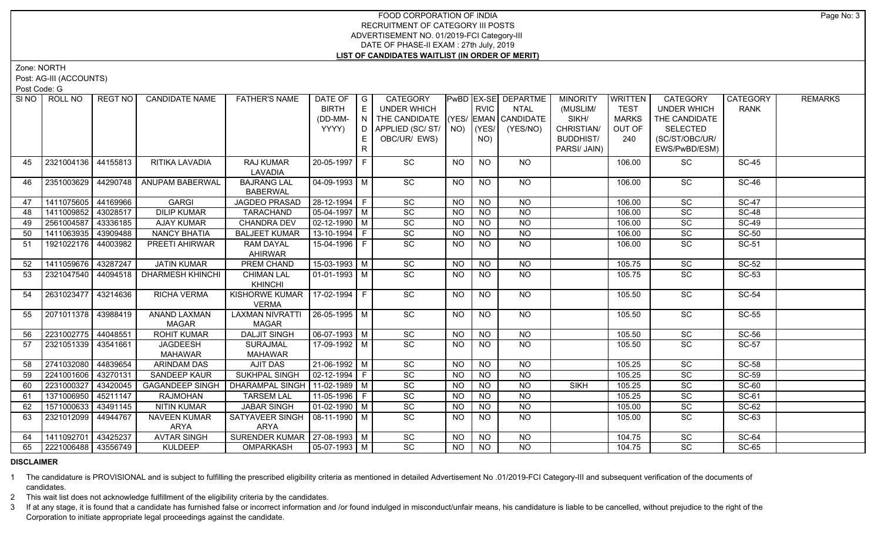# FOOD CORPORATION OF INDIA
## RECRUITMENT OF CATEGORY III POSTS
## ADVERTISEMENT NO. 01/2019-FCI Category-III
## DATE OF PHASE-II EXAM : 27th July, 2019
## LIST OF CANDIDATES WAITLIST (IN ORDER OF MERIT)

Zone: NORTH

Post: AG-III (ACCOUNTS)

Post Code: G

| Sl NO | ROLL NO | REGT NO | CANDIDATE NAME | FATHER'S NAME | DATE OF BIRTH (DD-MM-YYYY) | GENDER | CATEGORY UNDER WHICH THE CANDIDATE APPLIED (SC/ ST/ OBC/UR/ EWS) | PwBD (YES/ NO) | EX-SERVICEMAN (YES/ NO) | DEPARTMENTAL CANDIDATE (YES/NO) | MINORITY (MUSLIM/ SIKH/ CHRISTIAN/ BUDDHIST/ PARSI/ JAIN) | WRITTEN TEST MARKS OUT OF 240 | CATEGORY UNDER WHICH THE CANDIDATE SELECTED (SC/ST/OBC/UR/ EWS/PwBD/ESM) | CATEGORY RANK | REMARKS |
|---|---|---|---|---|---|---|---|---|---|---|---|---|---|---|---|
| 45 | 2321004136 | 44155813 | RITIKA LAVADIA | RAJ KUMAR LAVADIA | 20-05-1997 | F | SC | NO | NO | NO | | 106.00 | SC | SC-45 | |
| 46 | 2351003629 | 44290748 | ANUPAM BABERWAL | BAJRANG LAL BABERWAL | 04-09-1993 | M | SC | NO | NO | NO | | 106.00 | SC | SC-46 | |
| 47 | 1411075605 | 44169966 | GARGI | JAGDEO PRASAD | 28-12-1994 | F | SC | NO | NO | NO | | 106.00 | SC | SC-47 | |
| 48 | 1411009852 | 43028517 | DILIP KUMAR | TARACHAND | 05-04-1997 | M | SC | NO | NO | NO | | 106.00 | SC | SC-48 | |
| 49 | 2561004587 | 43336185 | AJAY KUMAR | CHANDRA DEV | 02-12-1990 | M | SC | NO | NO | NO | | 106.00 | SC | SC-49 | |
| 50 | 1411063935 | 43909488 | NANCY BHATIA | BALJEET KUMAR | 13-10-1994 | F | SC | NO | NO | NO | | 106.00 | SC | SC-50 | |
| 51 | 1921022176 | 44003982 | PREETI AHIRWAR | RAM DAYAL AHIRWAR | 15-04-1996 | F | SC | NO | NO | NO | | 106.00 | SC | SC-51 | |
| 52 | 1411059676 | 43287247 | JATIN KUMAR | PREM CHAND | 15-03-1993 | M | SC | NO | NO | NO | | 105.75 | SC | SC-52 | |
| 53 | 2321047540 | 44094518 | DHARMESH KHINCHI | CHIMAN LAL KHINCHI | 01-01-1993 | M | SC | NO | NO | NO | | 105.75 | SC | SC-53 | |
| 54 | 2631023477 | 43214636 | RICHA VERMA | KISHORWE KUMAR VERMA | 17-02-1994 | F | SC | NO | NO | NO | | 105.50 | SC | SC-54 | |
| 55 | 2071011378 | 43988419 | ANAND LAXMAN MAGAR | LAXMAN NIVRATTI MAGAR | 26-05-1995 | M | SC | NO | NO | NO | | 105.50 | SC | SC-55 | |
| 56 | 2231002775 | 44048551 | ROHIT KUMAR | DALJIT SINGH | 06-07-1993 | M | SC | NO | NO | NO | | 105.50 | SC | SC-56 | |
| 57 | 2321051339 | 43541661 | JAGDEESH MAHAWAR | SURAJMAL MAHAWAR | 17-09-1992 | M | SC | NO | NO | NO | | 105.50 | SC | SC-57 | |
| 58 | 2741032080 | 44839654 | ARINDAM DAS | AJIT DAS | 21-06-1992 | M | SC | NO | NO | NO | | 105.25 | SC | SC-58 | |
| 59 | 2241001606 | 43270131 | SANDEEP KAUR | SUKHPAL SINGH | 02-12-1994 | F | SC | NO | NO | NO | | 105.25 | SC | SC-59 | |
| 60 | 2231000327 | 43420045 | GAGANDEEP SINGH | DHARAMPAL SINGH | 11-02-1989 | M | SC | NO | NO | NO | SIKH | 105.25 | SC | SC-60 | |
| 61 | 1371006950 | 45211147 | RAJMOHAN | TARSEM LAL | 11-05-1996 | F | SC | NO | NO | NO | | 105.25 | SC | SC-61 | |
| 62 | 1571000633 | 43491145 | NITIN KUMAR | JABAR SINGH | 01-02-1990 | M | SC | NO | NO | NO | | 105.00 | SC | SC-62 | |
| 63 | 2321012099 | 44944767 | NAVEEN KUMAR ARYA | SATYAVEER SINGH ARYA | 08-11-1990 | M | SC | NO | NO | NO | | 105.00 | SC | SC-63 | |
| 64 | 1411092701 | 43425237 | AVTAR SINGH | SURENDER KUMAR | 27-08-1993 | M | SC | NO | NO | NO | | 104.75 | SC | SC-64 | |
| 65 | 2221006488 | 43556749 | KULDEEP | OMPARKASH | 05-07-1993 | M | SC | NO | NO | NO | | 104.75 | SC | SC-65 | |

**DISCLAIMER**

1 The candidature is PROVISIONAL and is subject to fulfilling the prescribed eligibility criteria as mentioned in detailed Advertisement No .01/2019-FCI Category-III and subsequent verification of the documents of candidates.

2 This wait list does not acknowledge fulfillment of the eligibility criteria by the candidates.

3 If at any stage, it is found that a candidate has furnished false or incorrect information and /or found indulged in misconduct/unfair means, his candidature is liable to be cancelled, without prejudice to the right of the Corporation to initiate appropriate legal proceedings against the candidate.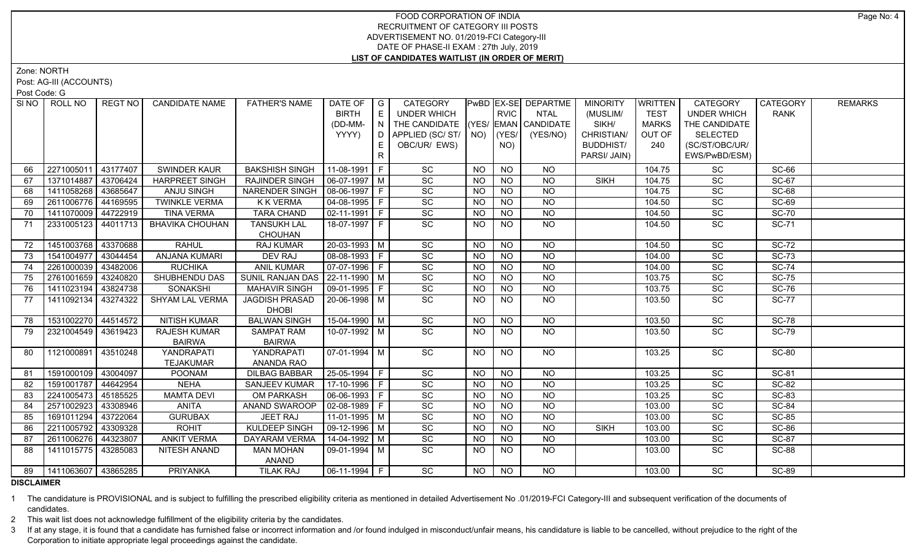# FOOD CORPORATION OF INDIA
## RECRUITMENT OF CATEGORY III POSTS
## ADVERTISEMENT NO. 01/2019-FCI Category-III
## DATE OF PHASE-II EXAM : 27th July, 2019
## LIST OF CANDIDATES WAITLIST (IN ORDER OF MERIT)

Zone: NORTH

Post: AG-III (ACCOUNTS)

Post Code: G

| SI NO | ROLL NO | REGT NO | CANDIDATE NAME | FATHER'S NAME | DATE OF BIRTH (DD-MM-YYYY) | GENDER | CATEGORY UNDER WHICH THE CANDIDATE APPLIED (SC/ ST/ OBC/UR/ EWS) | PwBD (YES/ NO) | EX-SERVICEMAN (YES/ NO) | DEPARTMENTAL CANDIDATE (YES/NO) | MINORITY (MUSLIM/ SIKH/ CHRISTIAN/ BUDDHIST/ PARSI/ JAIN) | WRITTEN TEST MARKS OUT OF 240 | CATEGORY UNDER WHICH THE CANDIDATE SELECTED (SC/ST/OBC/UR/ EWS/PwBD/ESM) | CATEGORY RANK | REMARKS |
|---|---|---|---|---|---|---|---|---|---|---|---|---|---|---|---|
| 66 | 2271005011 | 43177407 | SWINDER KAUR | BAKSHISH SINGH | 11-08-1991 | F | SC | NO | NO | NO | | 104.75 | SC | SC-66 | |
| 67 | 1371014887 | 43706424 | HARPREET SINGH | RAJINDER SINGH | 06-07-1997 | M | SC | NO | NO | NO | SIKH | 104.75 | SC | SC-67 | |
| 68 | 1411058268 | 43685647 | ANJU SINGH | NARENDER SINGH | 08-06-1997 | F | SC | NO | NO | NO | | 104.75 | SC | SC-68 | |
| 69 | 2611006776 | 44169595 | TWINKLE VERMA | K K VERMA | 04-08-1995 | F | SC | NO | NO | NO | | 104.50 | SC | SC-69 | |
| 70 | 1411070009 | 44722919 | TINA VERMA | TARA CHAND | 02-11-1991 | F | SC | NO | NO | NO | | 104.50 | SC | SC-70 | |
| 71 | 2331005123 | 44011713 | BHAVIKA CHOUHAN | TANSUKH LAL CHOUHAN | 18-07-1997 | F | SC | NO | NO | NO | | 104.50 | SC | SC-71 | |
| 72 | 1451003768 | 43370688 | RAHUL | RAJ KUMAR | 20-03-1993 | M | SC | NO | NO | NO | | 104.50 | SC | SC-72 | |
| 73 | 1541004977 | 43044454 | ANJANA KUMARI | DEV RAJ | 08-08-1993 | F | SC | NO | NO | NO | | 104.00 | SC | SC-73 | |
| 74 | 2261000039 | 43482006 | RUCHIKA | ANIL KUMAR | 07-07-1996 | F | SC | NO | NO | NO | | 104.00 | SC | SC-74 | |
| 75 | 2761001659 | 43240820 | SHUBHENDU DAS | SUNIL RANJAN DAS | 22-11-1990 | M | SC | NO | NO | NO | | 103.75 | SC | SC-75 | |
| 76 | 1411023194 | 43824738 | SONAKSHI | MAHAVIR SINGH | 09-01-1995 | F | SC | NO | NO | NO | | 103.75 | SC | SC-76 | |
| 77 | 1411092134 | 43274322 | SHYAM LAL VERMA | JAGDISH PRASAD DHOBI | 20-06-1998 | M | SC | NO | NO | NO | | 103.50 | SC | SC-77 | |
| 78 | 1531002270 | 44514572 | NITISH KUMAR | BALWAN SINGH | 15-04-1990 | M | SC | NO | NO | NO | | 103.50 | SC | SC-78 | |
| 79 | 2321004549 | 43619423 | RAJESH KUMAR BAIRWA | SAMPAT RAM BAIRWA | 10-07-1992 | M | SC | NO | NO | NO | | 103.50 | SC | SC-79 | |
| 80 | 1121000891 | 43510248 | YANDRAPATI TEJAKUMAR | YANDRAPATI ANANDA RAO | 07-01-1994 | M | SC | NO | NO | NO | | 103.25 | SC | SC-80 | |
| 81 | 1591000109 | 43004097 | POONAM | DILBAG BABBAR | 25-05-1994 | F | SC | NO | NO | NO | | 103.25 | SC | SC-81 | |
| 82 | 1591001787 | 44642954 | NEHA | SANJEEV KUMAR | 17-10-1996 | F | SC | NO | NO | NO | | 103.25 | SC | SC-82 | |
| 83 | 2241005473 | 45185525 | MAMTA DEVI | OM PARKASH | 06-06-1993 | F | SC | NO | NO | NO | | 103.25 | SC | SC-83 | |
| 84 | 2571002923 | 43308946 | ANITA | ANAND SWAROOP | 02-08-1989 | F | SC | NO | NO | NO | | 103.00 | SC | SC-84 | |
| 85 | 1691011294 | 43722064 | GURUBAX | JEET RAJ | 11-01-1995 | M | SC | NO | NO | NO | | 103.00 | SC | SC-85 | |
| 86 | 2211005792 | 43309328 | ROHIT | KULDEEP SINGH | 09-12-1996 | M | SC | NO | NO | NO | SIKH | 103.00 | SC | SC-86 | |
| 87 | 2611006276 | 44323807 | ANKIT VERMA | DAYARAM VERMA | 14-04-1992 | M | SC | NO | NO | NO | | 103.00 | SC | SC-87 | |
| 88 | 1411015775 | 43285083 | NITESH ANAND | MAN MOHAN ANAND | 09-01-1994 | M | SC | NO | NO | NO | | 103.00 | SC | SC-88 | |
| 89 | 1411063607 | 43865285 | PRIYANKA | TILAK RAJ | 06-11-1994 | F | SC | NO | NO | NO | | 103.00 | SC | SC-89 | |

**DISCLAIMER**

1 The candidature is PROVISIONAL and is subject to fulfilling the prescribed eligibility criteria as mentioned in detailed Advertisement No .01/2019-FCI Category-III and subsequent verification of the documents of candidates.

2 This wait list does not acknowledge fulfillment of the eligibility criteria by the candidates.

3 If at any stage, it is found that a candidate has furnished false or incorrect information and /or found indulged in misconduct/unfair means, his candidature is liable to be cancelled, without prejudice to the right of the Corporation to initiate appropriate legal proceedings against the candidate.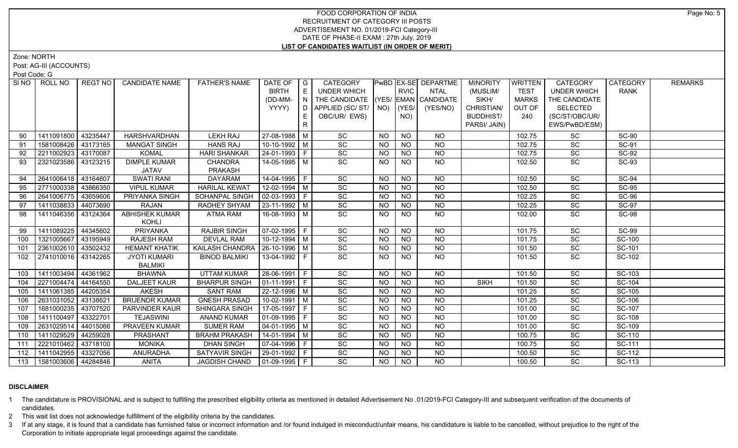FOOD CORPORATION OF INDIA
RECRUITMENT OF CATEGORY III POSTS
ADVERTISEMENT NO. 01/2019-FCI Category-III
DATE OF PHASE-II EXAM : 27th July, 2019
**LIST OF CANDIDATES WAITLIST (IN ORDER OF MERIT)**

Zone: NORTH
Post: AG-III (ACCOUNTS)
Post Code: G

| SI NO | ROLL NO | REGT NO | CANDIDATE NAME | FATHER'S NAME | DATE OF BIRTH (DD-MM-YYYY) | GENDER | CATEGORY UNDER WHICH THE CANDIDATE APPLIED (SC/ ST/ OBC/UR/ EWS) | PwBD (YES/ NO) | EX-SERVICEMAN (YES/ NO) | DEPARTMENTAL CANDIDATE (YES/NO) | MINORITY (MUSLIM/ SIKH/ CHRISTIAN/ BUDDHIST/ PARSI/ JAIN) | WRITTEN TEST MARKS OUT OF 240 | CATEGORY UNDER WHICH THE CANDIDATE SELECTED (SC/ST/OBC/UR/ EWS/PwBD/ESM) | CATEGORY RANK | REMARKS |
|---|---|---|---|---|---|---|---|---|---|---|---|---|---|---|---|
| 90 | 1411091800 | 43235447 | HARSHVARDHAN | LEKH RAJ | 27-08-1988 | M | SC | NO | NO | NO | | 102.75 | SC | SC-90 | |
| 91 | 1581008426 | 43173165 | MANGAT SINGH | HANS RAJ | 10-10-1992 | M | SC | NO | NO | NO | | 102.75 | SC | SC-91 | |
| 92 | 2211002923 | 43170087 | KOMAL | HARI SHANKAR | 24-01-1993 | F | SC | NO | NO | NO | | 102.75 | SC | SC-92 | |
| 93 | 2321023586 | 43123215 | DIMPLE KUMAR JATAV | CHANDRA PRAKASH | 14-05-1995 | M | SC | NO | NO | NO | | 102.50 | SC | SC-93 | |
| 94 | 2641006418 | 43164607 | SWATI RANI | DAYARAM | 14-04-1995 | F | SC | NO | NO | NO | | 102.50 | SC | SC-94 | |
| 95 | 2771000338 | 43866350 | VIPUL KUMAR | HARILAL KEWAT | 12-02-1994 | M | SC | NO | NO | NO | | 102.50 | SC | SC-95 | |
| 96 | 2641006775 | 43659606 | PRIYANKA SINGH | SOHANPAL SINGH | 02-03-1993 | F | SC | NO | NO | NO | | 102.25 | SC | SC-96 | |
| 97 | 1411038833 | 44073690 | RAJAN | RADHEY SHYAM | 23-11-1992 | M | SC | NO | NO | NO | | 102.25 | SC | SC-97 | |
| 98 | 1411046356 | 43124364 | ABHISHEK KUMAR KOHLI | ATMA RAM | 16-08-1993 | M | SC | NO | NO | NO | | 102.00 | SC | SC-98 | |
| 99 | 1411089225 | 44345602 | PRIYANKA | RAJBIR SINGH | 07-02-1995 | F | SC | NO | NO | NO | | 101.75 | SC | SC-99 | |
| 100 | 1321005667 | 43195949 | RAJESH RAM | DEVLAL RAM | 10-12-1994 | M | SC | NO | NO | NO | | 101.75 | SC | SC-100 | |
| 101 | 2361002610 | 43502432 | HEMANT KHATIK | KAILASH CHANDRA | 26-10-1996 | M | SC | NO | NO | NO | | 101.50 | SC | SC-101 | |
| 102 | 2741010016 | 43142265 | JYOTI KUMARI BALMIKI | BINOD BALMIKI | 13-04-1992 | F | SC | NO | NO | NO | | 101.50 | SC | SC-102 | |
| 103 | 1411003494 | 44361962 | BHAWNA | UTTAM KUMAR | 28-06-1991 | F | SC | NO | NO | NO | | 101.50 | SC | SC-103 | |
| 104 | 2271004474 | 44164550 | DALJEET KAUR | BHARPUR SINGH | 01-11-1991 | F | SC | NO | NO | NO | SIKH | 101.50 | SC | SC-104 | |
| 105 | 1411061385 | 44205354 | AKESH | SANT RAM | 22-12-1996 | M | SC | NO | NO | NO | | 101.25 | SC | SC-105 | |
| 106 | 2631031052 | 43138621 | BRIJENDR KUMAR | GNESH PRASAD | 10-02-1991 | M | SC | NO | NO | NO | | 101.25 | SC | SC-106 | |
| 107 | 1681000235 | 43707520 | PARVINDER KAUR | SHINGARA SINGH | 17-05-1997 | F | SC | NO | NO | NO | | 101.00 | SC | SC-107 | |
| 108 | 1411100497 | 43322701 | TEJASWINI | ANAND KUMAR | 01-09-1995 | F | SC | NO | NO | NO | | 101.00 | SC | SC-108 | |
| 109 | 2631029514 | 44015066 | PRAVEEN KUMAR | SUMER RAM | 04-01-1995 | M | SC | NO | NO | NO | | 101.00 | SC | SC-109 | |
| 110 | 1411029529 | 44259028 | PRASHANT | BRAHM PRAKASH | 14-01-1994 | M | SC | NO | NO | NO | | 100.75 | SC | SC-110 | |
| 111 | 2221010462 | 43718100 | MONIKA | DHAN SINGH | 07-04-1996 | F | SC | NO | NO | NO | | 100.75 | SC | SC-111 | |
| 112 | 1411042955 | 43327056 | ANURADHA | SATYAVIR SINGH | 29-01-1992 | F | SC | NO | NO | NO | | 100.50 | SC | SC-112 | |
| 113 | 1581003606 | 44284846 | ANITA | JAGDISH CHAND | 01-09-1995 | F | SC | NO | NO | NO | | 100.50 | SC | SC-113 | |

**DISCLAIMER**

1 The candidature is PROVISIONAL and is subject to fulfilling the prescribed eligibility criteria as mentioned in detailed Advertisement No .01/2019-FCI Category-III and subsequent verification of the documents of candidates.

2 This wait list does not acknowledge fulfillment of the eligibility criteria by the candidates.

3 If at any stage, it is found that a candidate has furnished false or incorrect information and /or found indulged in misconduct/unfair means, his candidature is liable to be cancelled, without prejudice to the right of the Corporation to initiate appropriate legal proceedings against the candidate.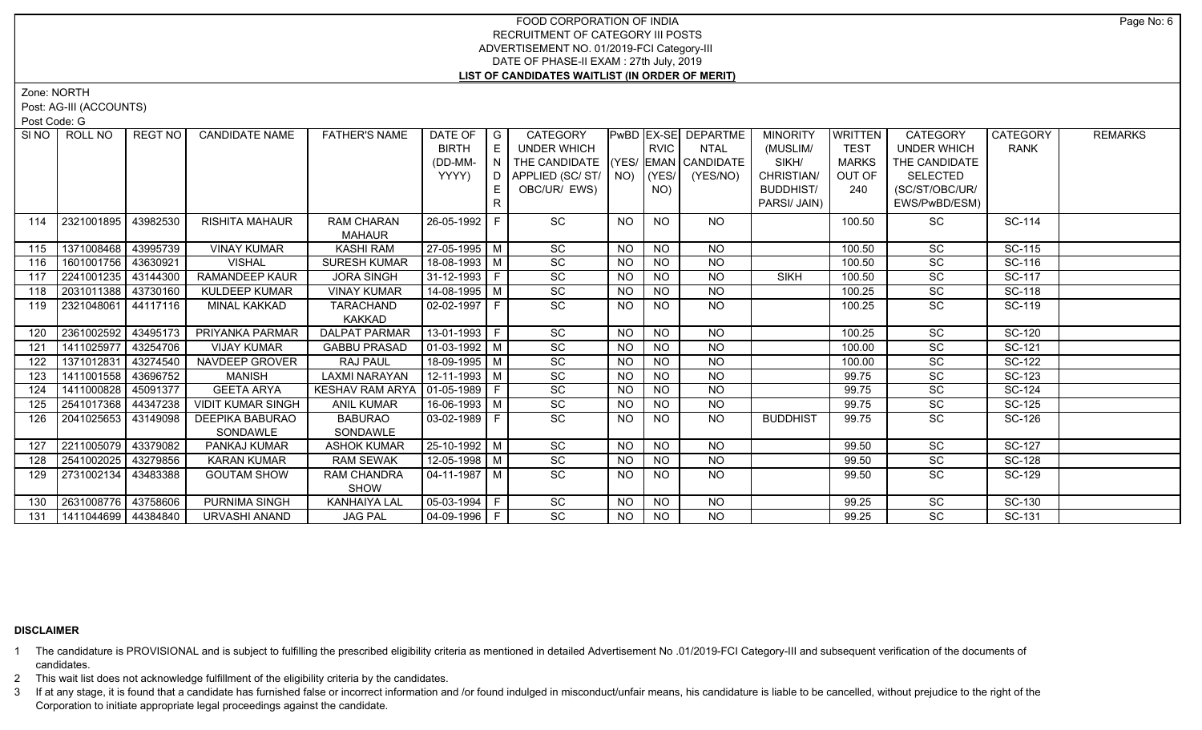# FOOD CORPORATION OF INDIA
## RECRUITMENT OF CATEGORY III POSTS
### ADVERTISEMENT NO. 01/2019-FCI Category-III
### DATE OF PHASE-II EXAM : 27th July, 2019
### LIST OF CANDIDATES WAITLIST (IN ORDER OF MERIT)

Zone: NORTH

Post: AG-III (ACCOUNTS)

Post Code: G

| SI NO | ROLL NO | REGT NO | CANDIDATE NAME | FATHER'S NAME | DATE OF BIRTH (DD-MM-YYYY) | GENDER | CATEGORY UNDER WHICH THE CANDIDATE APPLIED (SC/ ST/ OBC/UR/ EWS) | PwBD (YES/ NO) | EX-SERVICEMAN (YES/ NO) | DEPARTMENTAL CANDIDATE (YES/NO) | MINORITY (MUSLIM/ SIKH/ CHRISTIAN/ BUDDHIST/ PARSI/ JAIN) | WRITTEN TEST MARKS OUT OF 240 | CATEGORY UNDER WHICH THE CANDIDATE SELECTED (SC/ST/OBC/UR/ EWS/PwBD/ESM) | CATEGORY RANK | REMARKS |
|---|---|---|---|---|---|---|---|---|---|---|---|---|---|---|---|
| 114 | 2321001895 | 43982530 | RISHITA MAHAUR | RAM CHARAN MAHAUR | 26-05-1992 | F | SC | NO | NO | NO | | 100.50 | SC | SC-114 | |
| 115 | 1371008468 | 43995739 | VINAY KUMAR | KASHI RAM | 27-05-1995 | M | SC | NO | NO | NO | | 100.50 | SC | SC-115 | |
| 116 | 1601001756 | 43630921 | VISHAL | SURESH KUMAR | 18-08-1993 | M | SC | NO | NO | NO | | 100.50 | SC | SC-116 | |
| 117 | 2241001235 | 43144300 | RAMANDEEP KAUR | JORA SINGH | 31-12-1993 | F | SC | NO | NO | NO | SIKH | 100.50 | SC | SC-117 | |
| 118 | 2031011388 | 43730160 | KULDEEP KUMAR | VINAY KUMAR | 14-08-1995 | M | SC | NO | NO | NO | | 100.25 | SC | SC-118 | |
| 119 | 2321048061 | 44117116 | MINAL KAKKAD | TARACHAND KAKKAD | 02-02-1997 | F | SC | NO | NO | NO | | 100.25 | SC | SC-119 | |
| 120 | 2361002592 | 43495173 | PRIYANKA PARMAR | DALPAT PARMAR | 13-01-1993 | F | SC | NO | NO | NO | | 100.25 | SC | SC-120 | |
| 121 | 1411025977 | 43254706 | VIJAY KUMAR | GABBU PRASAD | 01-03-1992 | M | SC | NO | NO | NO | | 100.00 | SC | SC-121 | |
| 122 | 1371012831 | 43274540 | NAVDEEP GROVER | RAJ PAUL | 18-09-1995 | M | SC | NO | NO | NO | | 100.00 | SC | SC-122 | |
| 123 | 1411001558 | 43696752 | MANISH | LAXMI NARAYAN | 12-11-1993 | M | SC | NO | NO | NO | | 99.75 | SC | SC-123 | |
| 124 | 1411000828 | 45091377 | GEETA ARYA | KESHAV RAM ARYA | 01-05-1989 | F | SC | NO | NO | NO | | 99.75 | SC | SC-124 | |
| 125 | 2541017368 | 44347238 | VIDIT KUMAR SINGH | ANIL KUMAR | 16-06-1993 | M | SC | NO | NO | NO | | 99.75 | SC | SC-125 | |
| 126 | 2041025653 | 43149098 | DEEPIKA BABURAO SONDAWLE | BABURAO SONDAWLE | 03-02-1989 | F | SC | NO | NO | NO | BUDDHIST | 99.75 | SC | SC-126 | |
| 127 | 2211005079 | 43379082 | PANKAJ KUMAR | ASHOK KUMAR | 25-10-1992 | M | SC | NO | NO | NO | | 99.50 | SC | SC-127 | |
| 128 | 2541002025 | 43279856 | KARAN KUMAR | RAM SEWAK | 12-05-1998 | M | SC | NO | NO | NO | | 99.50 | SC | SC-128 | |
| 129 | 2731002134 | 43483388 | GOUTAM SHOW | RAM CHANDRA SHOW | 04-11-1987 | M | SC | NO | NO | NO | | 99.50 | SC | SC-129 | |
| 130 | 2631008776 | 43758606 | PURNIMA SINGH | KANHAIYA LAL | 05-03-1994 | F | SC | NO | NO | NO | | 99.25 | SC | SC-130 | |
| 131 | 1411044699 | 44384840 | URVASHI ANAND | JAG PAL | 04-09-1996 | F | SC | NO | NO | NO | | 99.25 | SC | SC-131 | |

**DISCLAIMER**

1. The candidature is PROVISIONAL and is subject to fulfilling the prescribed eligibility criteria as mentioned in detailed Advertisement No .01/2019-FCI Category-III and subsequent verification of the documents of candidates.
2. This wait list does not acknowledge fulfillment of the eligibility criteria by the candidates.
3. If at any stage, it is found that a candidate has furnished false or incorrect information and /or found indulged in misconduct/unfair means, his candidature is liable to be cancelled, without prejudice to the right of the Corporation to initiate appropriate legal proceedings against the candidate.